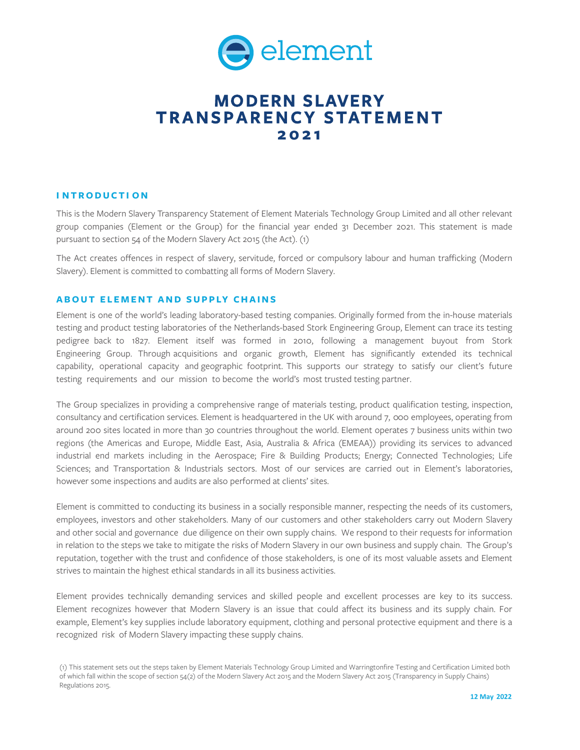element

# MODERN SLAVERY TRANSPARENCY STATEMENT 2021

## INTRODUCTION

This is the Modern Slavery Transparency Statement of Element Materials Technology Group Limited and all other relevant group companies (Element or the Group) for the financial year ended 31 December 2021. This statement is made pursuant to section 54 of the Modern Slavery Act 2015 (the Act). (1)

The Act creates offences in respect of slavery, servitude, forced or compulsory labour and human trafficking (Modern Slavery). Element is committed to combatting all forms of Modern Slavery.

## ABOUT ELEMENT AND SUPPLY CHAINS

Element is one of the world's leading laboratory-based testing companies. Originally formed from the in-house materials testing and product testing laboratories of the Netherlands-based Stork Engineering Group, Element can trace its testing pedigree back to 1827. Element itself was formed in 2010, following a management buyout from Stork Engineering Group. Through acquisitions and organic growth, Element has significantly extended its technical capability, operational capacity and geographic footprint. This supports our strategy to satisfy our client's future testing requirements and our mission to become the world's most trusted testing partner.

The Group specializes in providing a comprehensive range of materials testing, product qualification testing, inspection, consultancy and certification services. Element is headquartered in the UK with around 7, 000 employees, operating from around 200 sites located in more than 30 countries throughout the world. Element operates 7 business units within two regions (the Americas and Europe, Middle East, Asia, Australia & Africa (EMEAA)) providing its services to advanced industrial end markets including in the Aerospace; Fire & Building Products; Energy; Connected Technologies; Life Sciences; and Transportation & Industrials sectors. Most of our services are carried out in Element's laboratories, however some inspections and audits are also performed at clients' sites.

Element is committed to conducting its business in a socially responsible manner, respecting the needs of its customers, employees, investors and other stakeholders. Many of our customers and other stakeholders carry out Modern Slavery and other social and governance due diligence on their own supply chains. We respond to their requests for information in relation to the steps we take to mitigate the risks of Modern Slavery in our own business and supply chain. The Group's reputation, together with the trust and confidence of those stakeholders, is one of its most valuable assets and Element strives to maintain the highest ethical standards in all its business activities.

Element provides technically demanding services and skilled people and excellent processes are key to its success. Element recognizes however that Modern Slavery is an issue that could affect its business and its supply chain. For example, Element's key supplies include laboratory equipment, clothing and personal protective equipment and there is a recognized risk of Modern Slavery impacting these supply chains.

(1) This statement sets out the steps taken by Element Materials Technology Group Limited and Warringtonfire Testing and Certification Limited both of which fall within the scope of section 54(2) of the Modern Slavery Act 2015 and the Modern Slavery Act 2015 (Transparency in Supply Chains) Regulations 2015.

12 May 2022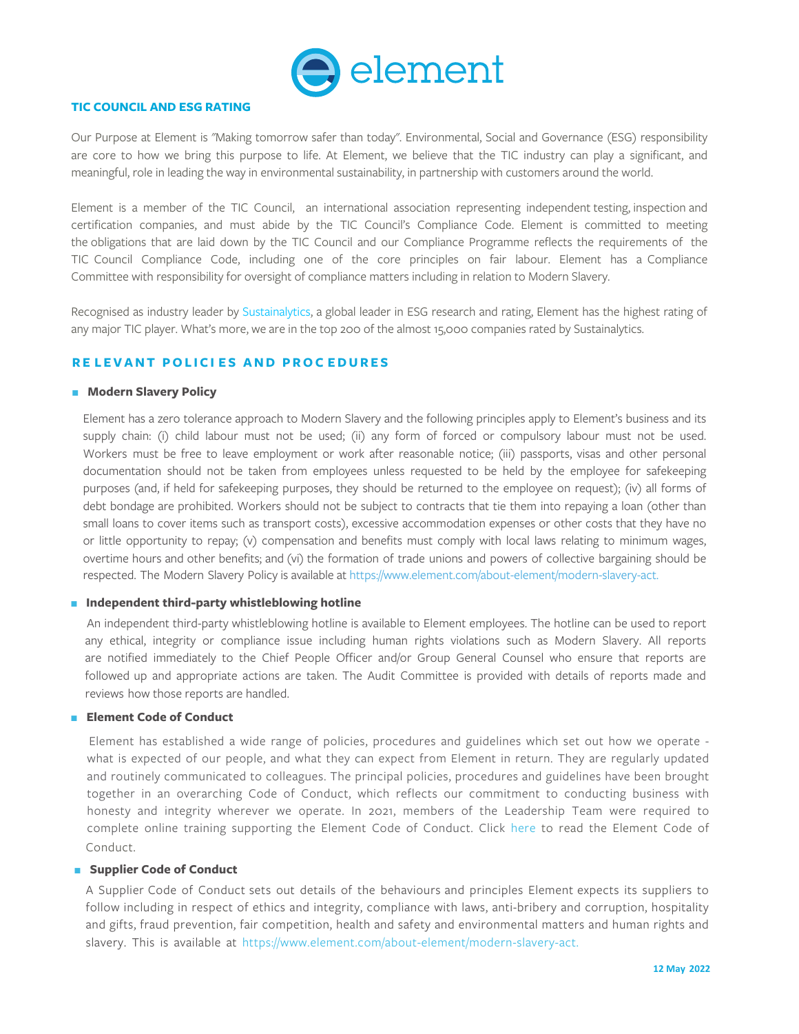## TIC COUNCIL AND ESG RATING

Our Purpose at Element is "Making tomorrow safer than today". Environmental, Social and Governance (ESG) responsibility are core to how we bring this purpose to life. At Element, we believe that the TIC industry can play a significant, and meaningful, role in leading the way in environmental sustainability, in partnership with customers around the world.

Element is a member of the TIC Council, an international association representing independent testing, inspection and certification companies, and must abide by the TIC Council's Compliance Code. Element is committed to meeting the obligations that are laid down by the TIC Council and our Compliance Programme reflects the requirements of the TIC Council Compliance Code, including one of the core principles on fair labour. Element has a Compliance Committee with responsibility for oversight of compliance matters including in relation to Modern Slavery.

Recognised as industry leader by Sustainalytics, a global leader in ESG research and rating, Element has the highest rating of any major TIC player. What's more, we are in the top 200 of the almost 15,000 companies rated by Sustainalytics.

## RELEVANT POLICIES AND PROCEDURES

- **Modern Slavery Policy**

  Element has a zero tolerance approach to Modern Slavery and the following principles apply to Element's business and its supply chain: (i) child labour must not be used; (ii) any form of forced or compulsory labour must not be used. Workers must be free to leave employment or work after reasonable notice; (iii) passports, visas and other personal documentation should not be taken from employees unless requested to be held by the employee for safekeeping purposes (and, if held for safekeeping purposes, they should be returned to the employee on request); (iv) all forms of debt bondage are prohibited. Workers should not be subject to contracts that tie them into repaying a loan (other than small loans to cover items such as transport costs), excessive accommodation expenses or other costs that they have no or little opportunity to repay; (v) compensation and benefits must comply with local laws relating to minimum wages, overtime hours and other benefits; and (vi) the formation of trade unions and powers of collective bargaining should be respected. The Modern Slavery Policy is available at https://www.element.com/about-element/modern-slavery-act.

- **Independent third-party whistleblowing hotline**

  An independent third-party whistleblowing hotline is available to Element employees. The hotline can be used to report any ethical, integrity or compliance issue including human rights violations such as Modern Slavery. All reports are notified immediately to the Chief People Officer and/or Group General Counsel who ensure that reports are followed up and appropriate actions are taken. The Audit Committee is provided with details of reports made and reviews how those reports are handled.

- **Element Code of Conduct**

  Element has established a wide range of policies, procedures and guidelines which set out how we operate - what is expected of our people, and what they can expect from Element in return. They are regularly updated and routinely communicated to colleagues. The principal policies, procedures and guidelines have been brought together in an overarching Code of Conduct, which reflects our commitment to conducting business with honesty and integrity wherever we operate. In 2021, members of the Leadership Team were required to complete online training supporting the Element Code of Conduct. Click here to read the Element Code of Conduct.

- **Supplier Code of Conduct**

  A Supplier Code of Conduct sets out details of the behaviours and principles Element expects its suppliers to follow including in respect of ethics and integrity, compliance with laws, anti-bribery and corruption, hospitality and gifts, fraud prevention, fair competition, health and safety and environmental matters and human rights and slavery. This is available at https://www.element.com/about-element/modern-slavery-act.

12 May 2022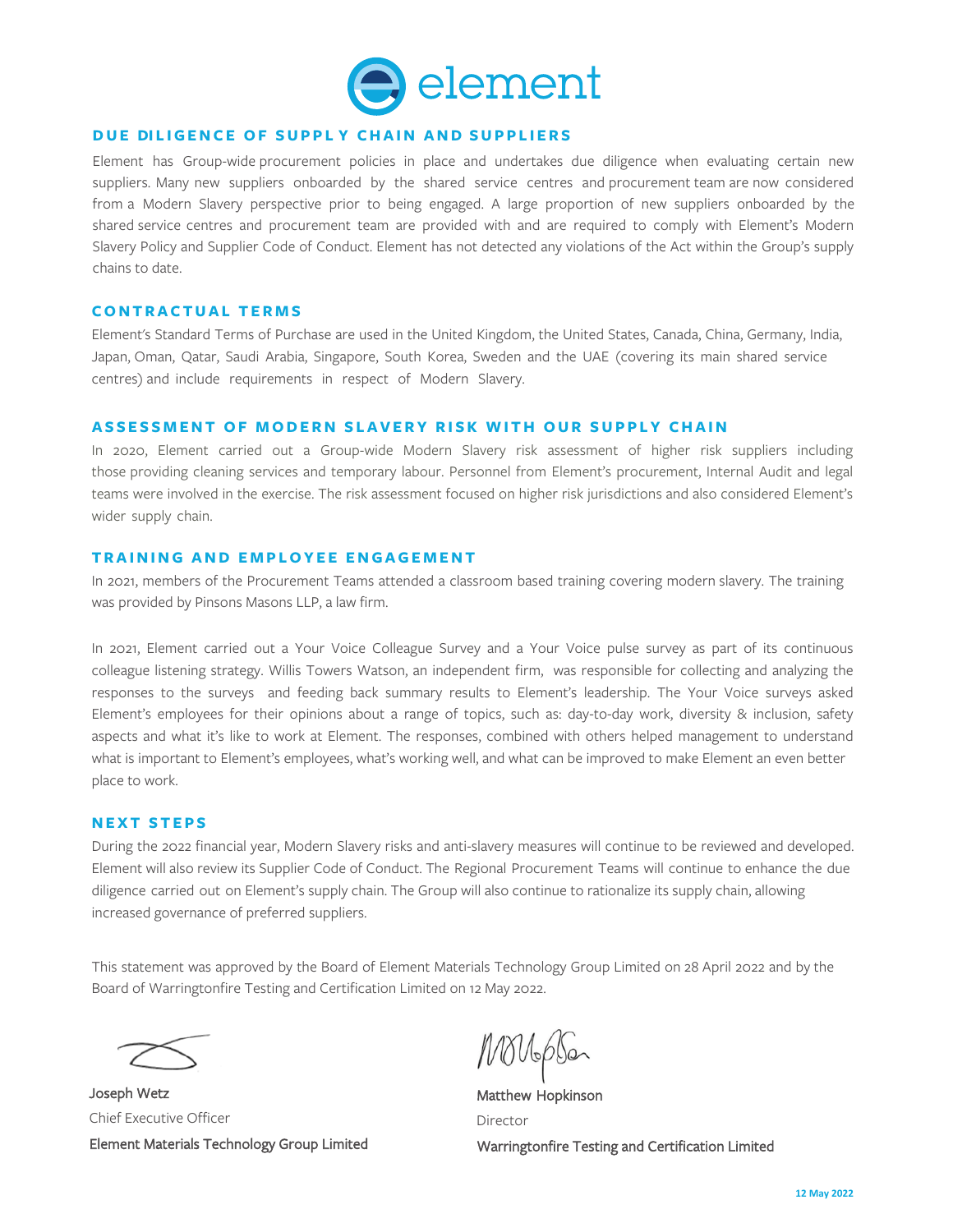## DUE DILIGENCE OF SUPPLY CHAIN AND SUPPLIERS

Element has Group-wide procurement policies in place and undertakes due diligence when evaluating certain new suppliers. Many new suppliers onboarded by the shared service centres and procurement team are now considered from a Modern Slavery perspective prior to being engaged. A large proportion of new suppliers onboarded by the shared service centres and procurement team are provided with and are required to comply with Element's Modern Slavery Policy and Supplier Code of Conduct. Element has not detected any violations of the Act within the Group's supply chains to date.

## CONTRACTUAL TERMS

Element's Standard Terms of Purchase are used in the United Kingdom, the United States, Canada, China, Germany, India, Japan, Oman, Qatar, Saudi Arabia, Singapore, South Korea, Sweden and the UAE (covering its main shared service centres) and include requirements in respect of Modern Slavery.

## ASSESSMENT OF MODERN SLAVERY RISK WITH OUR SUPPLY CHAIN

In 2020, Element carried out a Group-wide Modern Slavery risk assessment of higher risk suppliers including those providing cleaning services and temporary labour. Personnel from Element's procurement, Internal Audit and legal teams were involved in the exercise. The risk assessment focused on higher risk jurisdictions and also considered Element's wider supply chain.

## TRAINING AND EMPLOYEE ENGAGEMENT

In 2021, members of the Procurement Teams attended a classroom based training covering modern slavery. The training was provided by Pinsons Masons LLP, a law firm.

In 2021, Element carried out a Your Voice Colleague Survey and a Your Voice pulse survey as part of its continuous colleague listening strategy. Willis Towers Watson, an independent firm, was responsible for collecting and analyzing the responses to the surveys and feeding back summary results to Element's leadership. The Your Voice surveys asked Element's employees for their opinions about a range of topics, such as: day-to-day work, diversity & inclusion, safety aspects and what it's like to work at Element. The responses, combined with others helped management to understand what is important to Element's employees, what's working well, and what can be improved to make Element an even better place to work.

## NEXT STEPS

During the 2022 financial year, Modern Slavery risks and anti-slavery measures will continue to be reviewed and developed. Element will also review its Supplier Code of Conduct. The Regional Procurement Teams will continue to enhance the due diligence carried out on Element's supply chain. The Group will also continue to rationalize its supply chain, allowing increased governance of preferred suppliers.

This statement was approved by the Board of Element Materials Technology Group Limited on 28 April 2022 and by the Board of Warringtonfire Testing and Certification Limited on 12 May 2022.

Joseph Wetz
Chief Executive Officer
Element Materials Technology Group Limited

Matthew Hopkinson
Director
Warringtonfire Testing and Certification Limited

12 May 2022